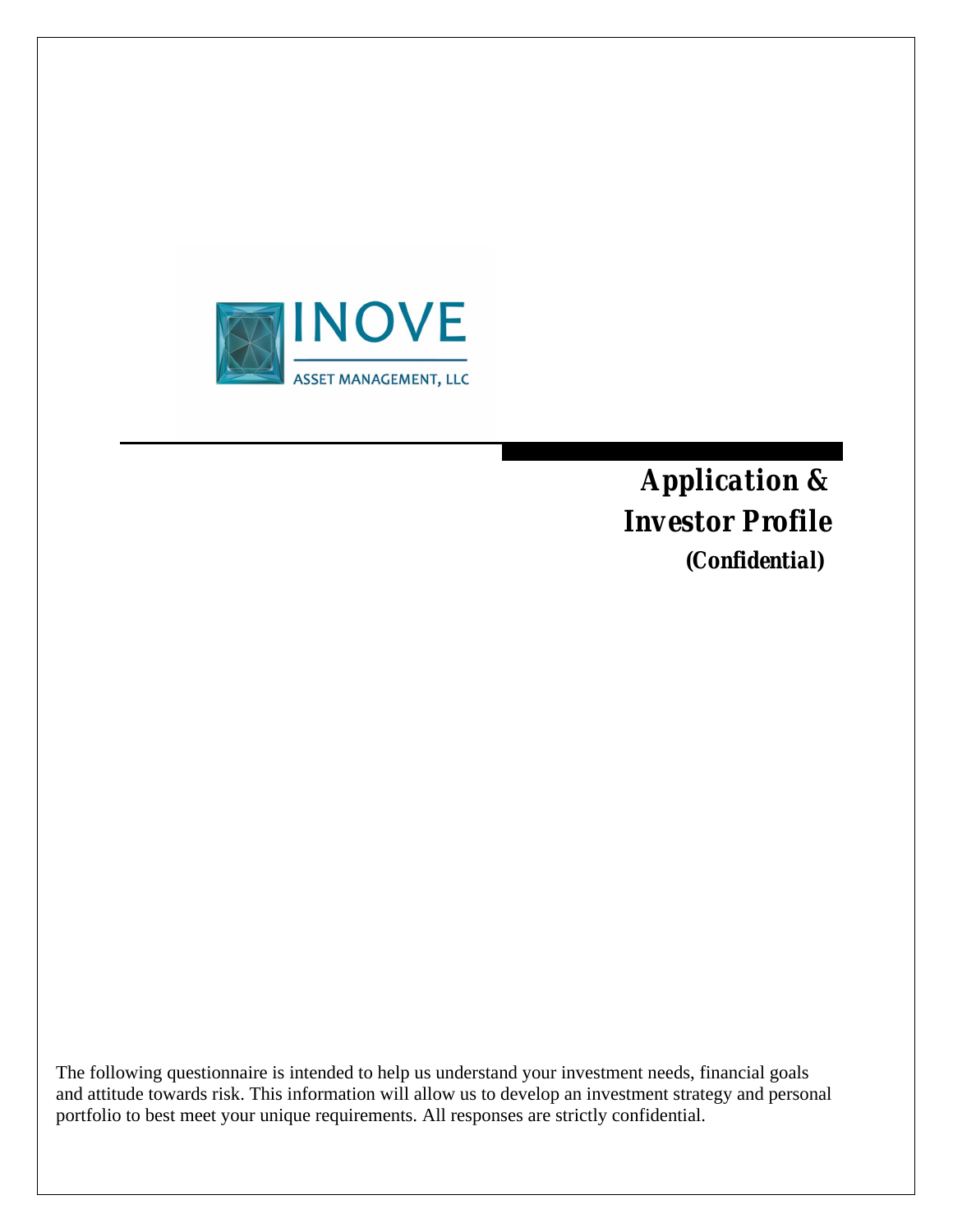INOVE

ASSET MANAGEMENT, LLC

# *Application & Investor Profile*

***(Confidential)***

The following questionnaire is intended to help us understand your investment needs, financial goals and attitude towards risk. This information will allow us to develop an investment strategy and personal portfolio to best meet your unique requirements. All responses are strictly confidential.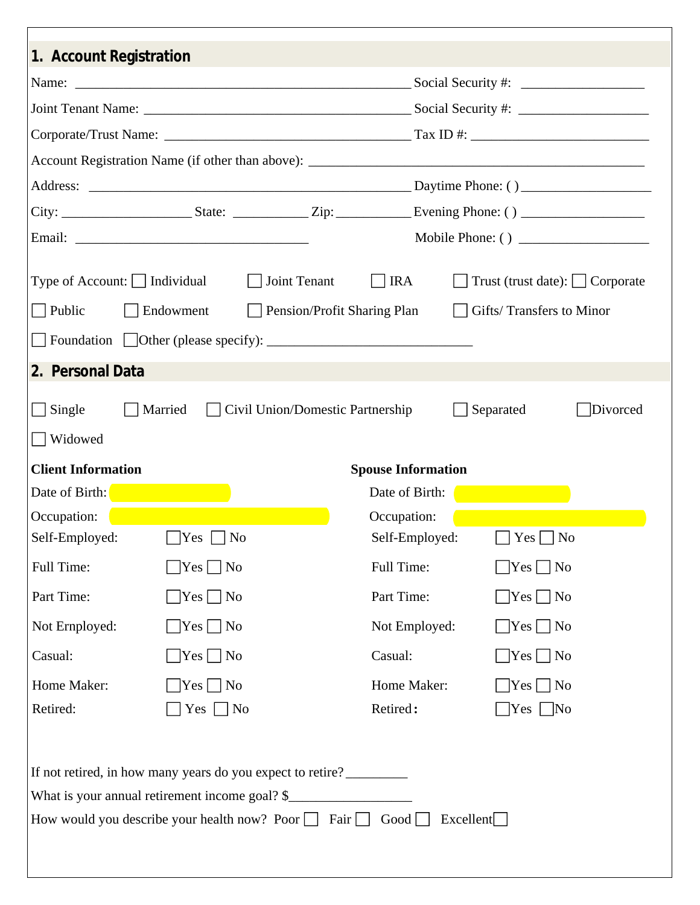## 1. Account Registration

Name: ______________________________________________ Social Security #: _________________

Joint Tenant Name: _____________________________________ Social Security #: __________________

Corporate/Trust Name: __________________________________ Tax ID #: _________________________

Account Registration Name (if other than above): _______________________________________________

Address: _____________________________________________ Daytime Phone: ( ) __________________

City: __________________ State: __________ Zip: __________ Evening Phone: ( ) _________________

Email: ________________________________ Mobile Phone: ( ) __________________

Type of Account: ☐ Individual ☐ Joint Tenant ☐ IRA ☐ Trust (trust date): ☐ Corporate

☐ Public ☐ Endowment ☐ Pension/Profit Sharing Plan ☐ Gifts/ Transfers to Minor

☐ Foundation ☐ Other (please specify): _____________________________

## 2. Personal Data

☐ Single ☐ Married ☐ Civil Union/Domestic Partnership ☐ Separated ☐ Divorced

☐ Widowed

| **Client Information** | | **Spouse Information** | |
|---|---|---|---|
| Date of Birth: | | Date of Birth: | |
| Occupation: | | Occupation: | |
| Self-Employed: | ☐ Yes ☐ No | Self-Employed: | ☐ Yes ☐ No |
| Full Time: | ☐ Yes ☐ No | Full Time: | ☐ Yes ☐ No |
| Part Time: | ☐ Yes ☐ No | Part Time: | ☐ Yes ☐ No |
| Not Ernployed: | ☐ Yes ☐ No | Not Employed: | ☐ Yes ☐ No |
| Casual: | ☐ Yes ☐ No | Casual: | ☐ Yes ☐ No |
| Home Maker: | ☐ Yes ☐ No | Home Maker: | ☐ Yes ☐ No |
| Retired: | ☐ Yes ☐ No | Retired: | ☐ Yes ☐ No |

If not retired, in how many years do you expect to retire? _________

What is your annual retirement income goal? $_________________

How would you describe your health now? Poor ☐ Fair ☐ Good ☐ Excellent ☐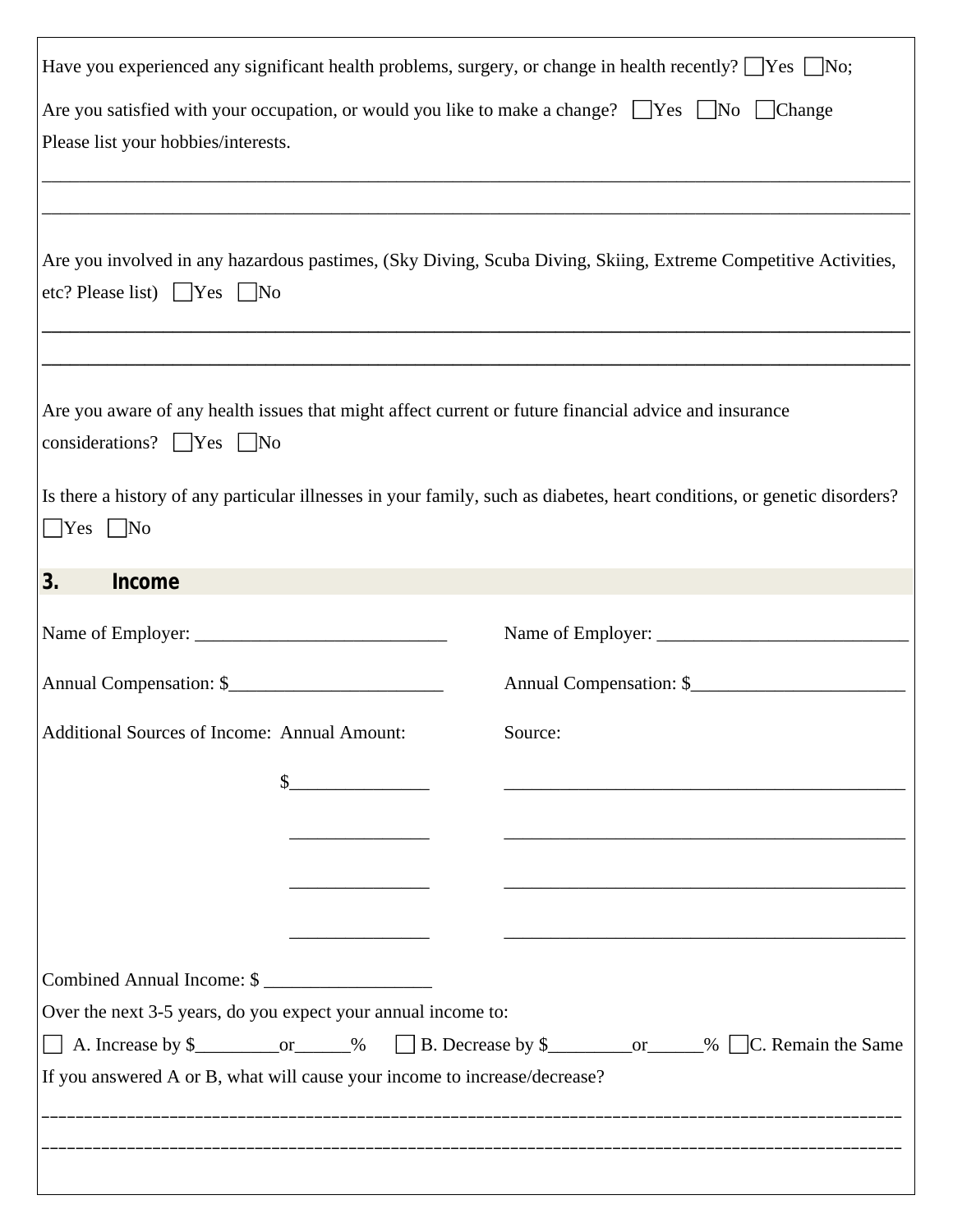Have you experienced any significant health problems, surgery, or change in health recently? ☐Yes ☐No;

Are you satisfied with your occupation, or would you like to make a change? ☐Yes ☐No ☐Change

Please list your hobbies/interests.

___________________________________________________________________________________________

___________________________________________________________________________________________

Are you involved in any hazardous pastimes, (Sky Diving, Scuba Diving, Skiing, Extreme Competitive Activities, etc? Please list) ☐Yes ☐No

___________________________________________________________________________________________

___________________________________________________________________________________________

Are you aware of any health issues that might affect current or future financial advice and insurance considerations? ☐Yes ☐No

Is there a history of any particular illnesses in your family, such as diabetes, heart conditions, or genetic disorders? ☐Yes ☐No

## 3. Income

Name of Employer: ___________________________ Name of Employer: ___________________________

Annual Compensation: $_______________________ Annual Compensation: $_______________________

| Additional Sources of Income: Annual Amount: | Source: |
|---|---|
| $_______________ | ___________________________________________ |
| _______________ | ___________________________________________ |
| _______________ | ___________________________________________ |
| _______________ | ___________________________________________ |

Combined Annual Income: $ __________________

Over the next 3-5 years, do you expect your annual income to:

☐ A. Increase by $_________or______% ☐ B. Decrease by $_________or______% ☐C. Remain the Same

If you answered A or B, what will cause your income to increase/decrease?

___________________________________________________________________________________________

___________________________________________________________________________________________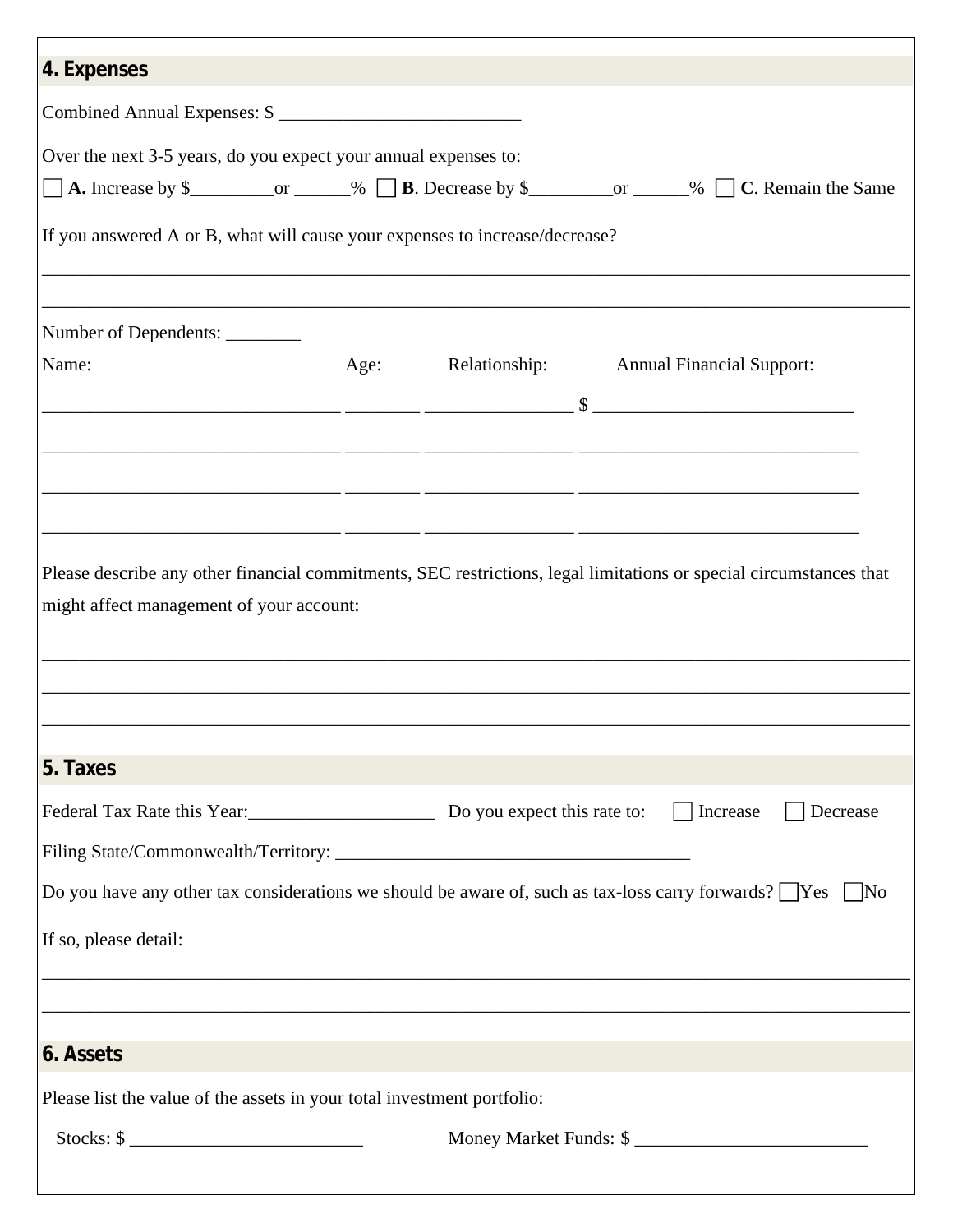## 4. Expenses

Combined Annual Expenses: $ ___________________________

Over the next 3-5 years, do you expect your annual expenses to:

☐ **A.** Increase by $_________or ______% ☐ **B**. Decrease by $_________or ______% ☐ **C**. Remain the Same

If you answered A or B, what will cause your expenses to increase/decrease?

_______________________________________________________________________________________________

_______________________________________________________________________________________________

Number of Dependents: ________

| Name: | Age: | Relationship: | Annual Financial Support: |
|---|---|---|---|
| _________________________________ | ________ | ________________ | $ ____________________________ |
| _________________________________ | ________ | ________________ | ______________________________ |
| _________________________________ | ________ | ________________ | ______________________________ |
| _________________________________ | ________ | ________________ | ______________________________ |

Please describe any other financial commitments, SEC restrictions, legal limitations or special circumstances that might affect management of your account:

_______________________________________________________________________________________________

_______________________________________________________________________________________________

_______________________________________________________________________________________________

## 5. Taxes

Federal Tax Rate this Year:____________________ Do you expect this rate to: ☐ Increase ☐ Decrease

Filing State/Commonwealth/Territory: _______________________________________

Do you have any other tax considerations we should be aware of, such as tax-loss carry forwards? ☐Yes ☐No

If so, please detail:

_______________________________________________________________________________________________

_______________________________________________________________________________________________

## 6. Assets

Please list the value of the assets in your total investment portfolio:

Stocks: $ _________________________ Money Market Funds: $ _________________________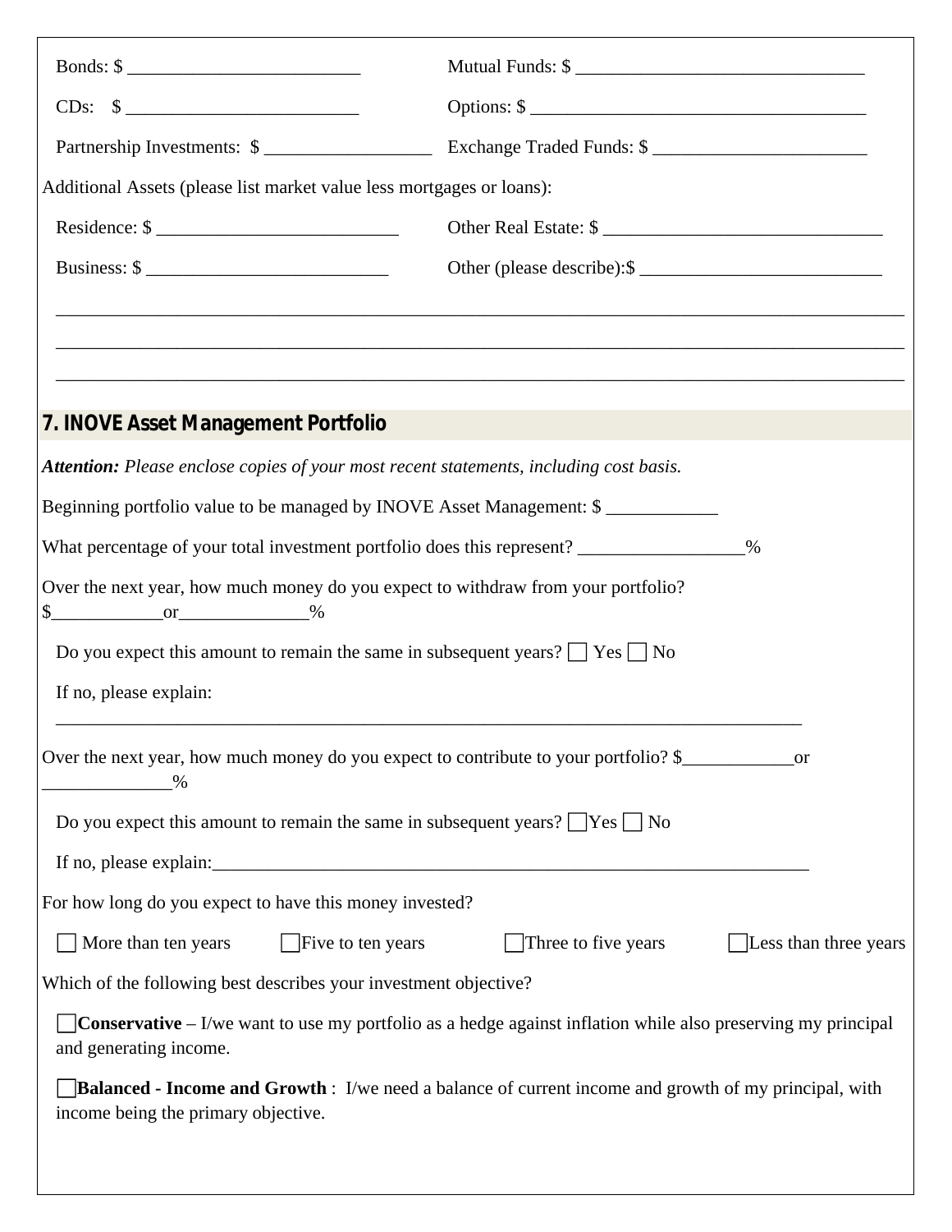Bonds: $ ________________________ Mutual Funds: $ ______________________________

CDs: $ ________________________ Options: $ ___________________________________

Partnership Investments: $ ________________ Exchange Traded Funds: $ ______________________

Additional Assets (please list market value less mortgages or loans):

Residence: $ ________________________ Other Real Estate: $ ____________________________

Business: $ ________________________ Other (please describe):$ _________________________

_____________________________________________________________________________________

_____________________________________________________________________________________

_____________________________________________________________________________________

## 7. INOVE Asset Management Portfolio

***Attention:*** *Please enclose copies of your most recent statements, including cost basis.*

Beginning portfolio value to be managed by INOVE Asset Management: $ ___________

What percentage of your total investment portfolio does this represent? ________________%

Over the next year, how much money do you expect to withdraw from your portfolio? $___________or____________%

Do you expect this amount to remain the same in subsequent years? ☐ Yes ☐ No

If no, please explain:
_____________________________________________________________________________

Over the next year, how much money do you expect to contribute to your portfolio? $___________or ____________%

Do you expect this amount to remain the same in subsequent years? ☐ Yes ☐ No

If no, please explain:___________________________________________________________

For how long do you expect to have this money invested?

☐ More than ten years ☐ Five to ten years ☐ Three to five years ☐ Less than three years

Which of the following best describes your investment objective?

☐ **Conservative** – I/we want to use my portfolio as a hedge against inflation while also preserving my principal and generating income.

☐ **Balanced - Income and Growth** : I/we need a balance of current income and growth of my principal, with income being the primary objective.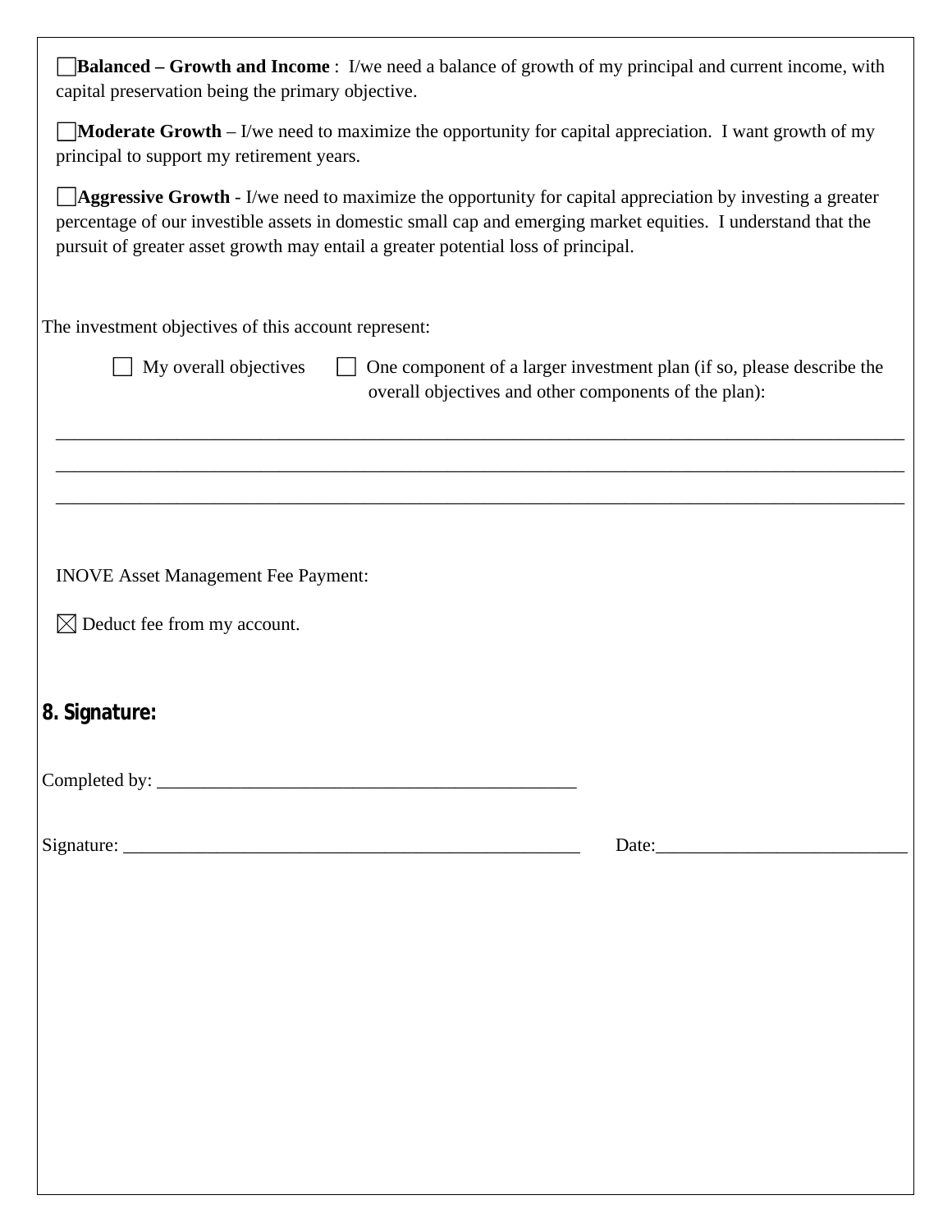☐ **Balanced – Growth and Income** : I/we need a balance of growth of my principal and current income, with capital preservation being the primary objective.

☐ **Moderate Growth** – I/we need to maximize the opportunity for capital appreciation. I want growth of my principal to support my retirement years.

☐ **Aggressive Growth** - I/we need to maximize the opportunity for capital appreciation by investing a greater percentage of our investible assets in domestic small cap and emerging market equities. I understand that the pursuit of greater asset growth may entail a greater potential loss of principal.

The investment objectives of this account represent:

☐ My overall objectives ☐ One component of a larger investment plan (if so, please describe the overall objectives and other components of the plan):

\_\_\_\_\_\_\_\_\_\_\_\_\_\_\_\_\_\_\_\_\_\_\_\_\_\_\_\_\_\_\_\_\_\_\_\_\_\_\_\_\_\_\_\_\_\_\_\_\_\_\_\_\_\_\_\_\_\_\_\_\_\_\_\_\_\_\_\_\_\_\_\_\_\_\_\_\_\_

\_\_\_\_\_\_\_\_\_\_\_\_\_\_\_\_\_\_\_\_\_\_\_\_\_\_\_\_\_\_\_\_\_\_\_\_\_\_\_\_\_\_\_\_\_\_\_\_\_\_\_\_\_\_\_\_\_\_\_\_\_\_\_\_\_\_\_\_\_\_\_\_\_\_\_\_\_\_

\_\_\_\_\_\_\_\_\_\_\_\_\_\_\_\_\_\_\_\_\_\_\_\_\_\_\_\_\_\_\_\_\_\_\_\_\_\_\_\_\_\_\_\_\_\_\_\_\_\_\_\_\_\_\_\_\_\_\_\_\_\_\_\_\_\_\_\_\_\_\_\_\_\_\_\_\_\_

INOVE Asset Management Fee Payment:

☒ Deduct fee from my account.

## 8. Signature:

Completed by: \_\_\_\_\_\_\_\_\_\_\_\_\_\_\_\_\_\_\_\_\_\_\_\_\_\_\_\_\_\_\_\_\_\_\_\_\_\_\_\_\_\_\_\_

Signature: \_\_\_\_\_\_\_\_\_\_\_\_\_\_\_\_\_\_\_\_\_\_\_\_\_\_\_\_\_\_\_\_\_\_\_\_\_\_\_\_\_\_\_\_\_\_\_\_ Date:\_\_\_\_\_\_\_\_\_\_\_\_\_\_\_\_\_\_\_\_\_\_\_\_\_\_\_